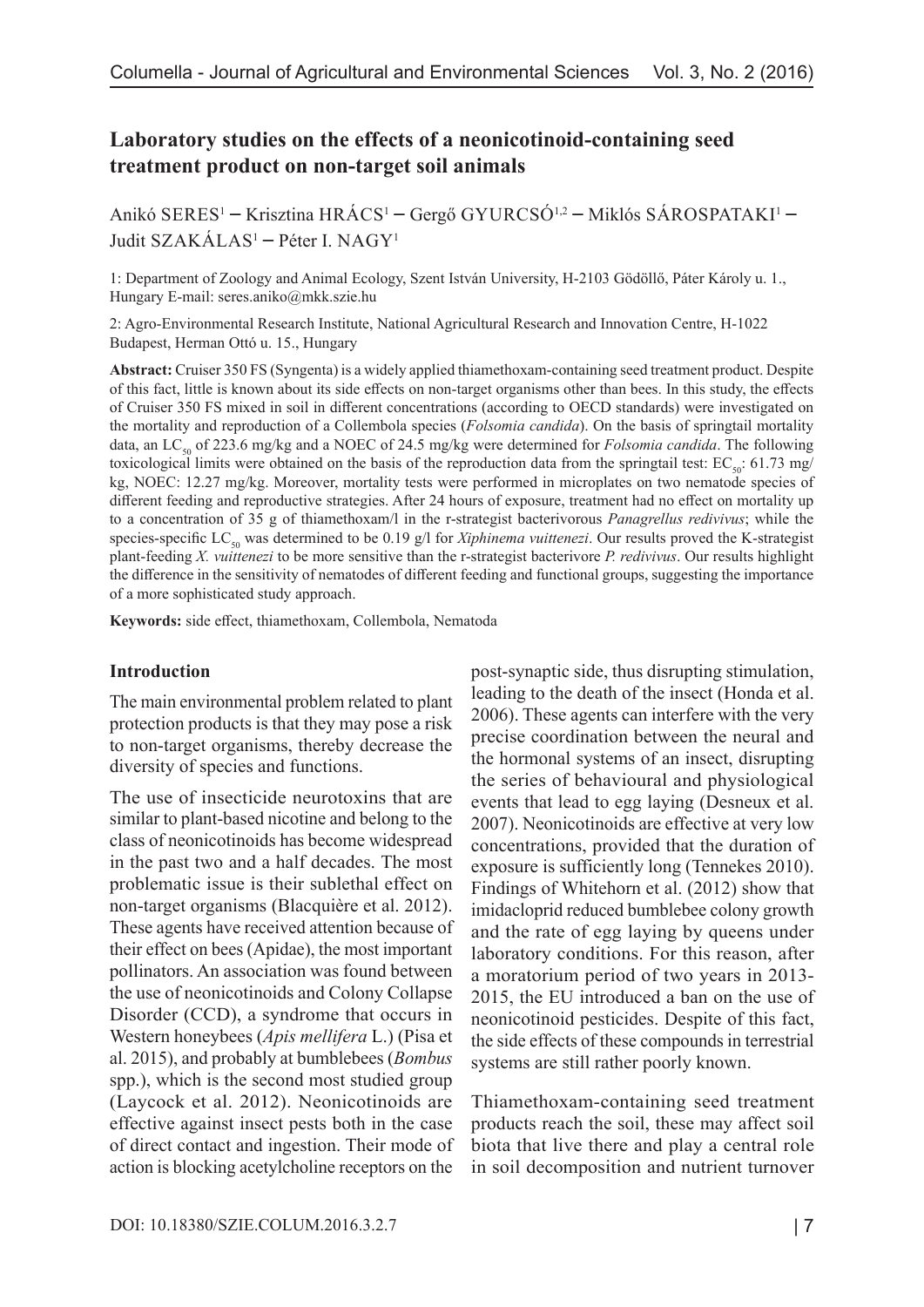## Laboratory studies on the effects of a neonicotinoid-containing seed treatment product on non-target soil animals

Anikó SERES[1] – Krisztina HRÁCS[1] – Gergő GYURCSÓ[1,2] – Miklós SÁROSPATAKI[1] – Judit SZAKÁLAS[1] – Péter I. NAGY[1]

1: Department of Zoology and Animal Ecology, Szent István University, H-2103 Gödöllő, Páter Károly u. 1., Hungary E-mail: seres.aniko@mkk.szie.hu

2: Agro-Environmental Research Institute, National Agricultural Research and Innovation Centre, H-1022 Budapest, Herman Ottó u. 15., Hungary

**Abstract:** Cruiser 350 FS (Syngenta) is a widely applied thiamethoxam-containing seed treatment product. Despite of this fact, little is known about its side effects on non-target organisms other than bees. In this study, the effects of Cruiser 350 FS mixed in soil in different concentrations (according to OECD standards) were investigated on the mortality and reproduction of a Collembola species (*Folsomia candida*). On the basis of springtail mortality data, an $LC_{50}$ of 223.6 mg/kg and a NOEC of 24.5 mg/kg were determined for *Folsomia candida*. The following toxicological limits were obtained on the basis of the reproduction data from the springtail test: $EC_{50}$: 61.73 mg/kg, NOEC: 12.27 mg/kg. Moreover, mortality tests were performed in microplates on two nematode species of different feeding and reproductive strategies. After 24 hours of exposure, treatment had no effect on mortality up to a concentration of 35 g of thiamethoxam/l in the r-strategist bacterivorous *Panagrellus redivivus*; while the species-specific $LC_{50}$ was determined to be 0.19 g/l for *Xiphinema vuittenezi*. Our results proved the K-strategist plant-feeding *X. vuittenezi* to be more sensitive than the r-strategist bacterivore *P. redivivus*. Our results highlight the difference in the sensitivity of nematodes of different feeding and functional groups, suggesting the importance of a more sophisticated study approach.

**Keywords:** side effect, thiamethoxam, Collembola, Nematoda

### Introduction

The main environmental problem related to plant protection products is that they may pose a risk to non-target organisms, thereby decrease the diversity of species and functions.

The use of insecticide neurotoxins that are similar to plant-based nicotine and belong to the class of neonicotinoids has become widespread in the past two and a half decades. The most problematic issue is their sublethal effect on non-target organisms (Blacquière et al. 2012). These agents have received attention because of their effect on bees (Apidae), the most important pollinators. An association was found between the use of neonicotinoids and Colony Collapse Disorder (CCD), a syndrome that occurs in Western honeybees (*Apis mellifera* L.) (Pisa et al. 2015), and probably at bumblebees (*Bombus* spp.), which is the second most studied group (Laycock et al. 2012). Neonicotinoids are effective against insect pests both in the case of direct contact and ingestion. Their mode of action is blocking acetylcholine receptors on the post-synaptic side, thus disrupting stimulation, leading to the death of the insect (Honda et al. 2006). These agents can interfere with the very precise coordination between the neural and the hormonal systems of an insect, disrupting the series of behavioural and physiological events that lead to egg laying (Desneux et al. 2007). Neonicotinoids are effective at very low concentrations, provided that the duration of exposure is sufficiently long (Tennekes 2010). Findings of Whitehorn et al. (2012) show that imidacloprid reduced bumblebee colony growth and the rate of egg laying by queens under laboratory conditions. For this reason, after a moratorium period of two years in 2013-2015, the EU introduced a ban on the use of neonicotinoid pesticides. Despite of this fact, the side effects of these compounds in terrestrial systems are still rather poorly known.

Thiamethoxam-containing seed treatment products reach the soil, these may affect soil biota that live there and play a central role in soil decomposition and nutrient turnover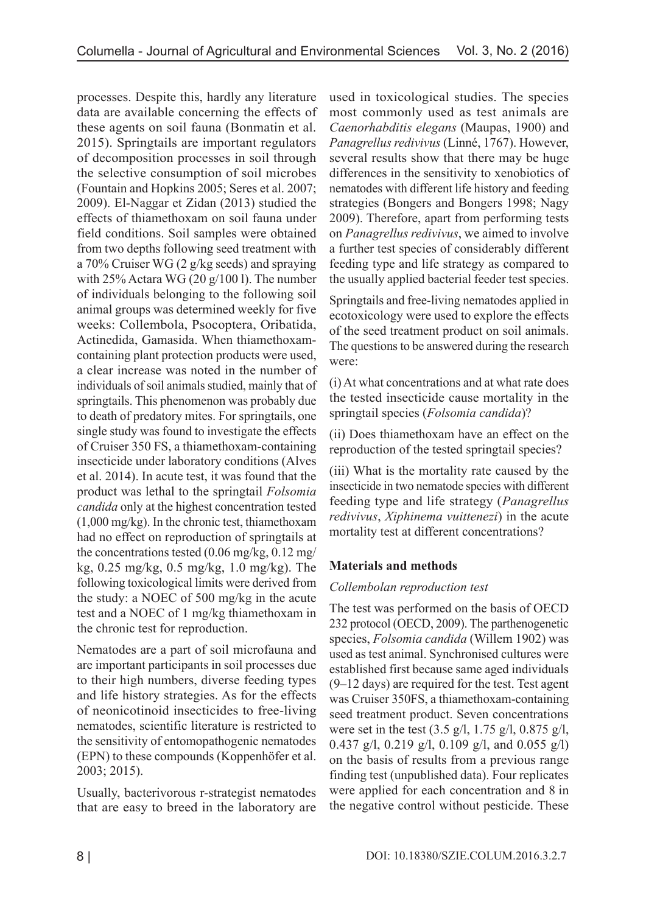processes. Despite this, hardly any literature data are available concerning the effects of these agents on soil fauna (Bonmatin et al. 2015). Springtails are important regulators of decomposition processes in soil through the selective consumption of soil microbes (Fountain and Hopkins 2005; Seres et al. 2007; 2009). El-Naggar et Zidan (2013) studied the effects of thiamethoxam on soil fauna under field conditions. Soil samples were obtained from two depths following seed treatment with a 70% Cruiser WG (2 g/kg seeds) and spraying with 25% Actara WG (20 g/100 l). The number of individuals belonging to the following soil animal groups was determined weekly for five weeks: Collembola, Psocoptera, Oribatida, Actinedida, Gamasida. When thiamethoxam-containing plant protection products were used, a clear increase was noted in the number of individuals of soil animals studied, mainly that of springtails. This phenomenon was probably due to death of predatory mites. For springtails, one single study was found to investigate the effects of Cruiser 350 FS, a thiamethoxam-containing insecticide under laboratory conditions (Alves et al. 2014). In acute test, it was found that the product was lethal to the springtail *Folsomia candida* only at the highest concentration tested (1,000 mg/kg). In the chronic test, thiamethoxam had no effect on reproduction of springtails at the concentrations tested (0.06 mg/kg, 0.12 mg/kg, 0.25 mg/kg, 0.5 mg/kg, 1.0 mg/kg). The following toxicological limits were derived from the study: a NOEC of 500 mg/kg in the acute test and a NOEC of 1 mg/kg thiamethoxam in the chronic test for reproduction.

Nematodes are a part of soil microfauna and are important participants in soil processes due to their high numbers, diverse feeding types and life history strategies. As for the effects of neonicotinoid insecticides to free-living nematodes, scientific literature is restricted to the sensitivity of entomopathogenic nematodes (EPN) to these compounds (Koppenhöfer et al. 2003; 2015).

Usually, bacterivorous r-strategist nematodes that are easy to breed in the laboratory are used in toxicological studies. The species most commonly used as test animals are *Caenorhabditis elegans* (Maupas, 1900) and *Panagrellus redivivus* (Linné, 1767). However, several results show that there may be huge differences in the sensitivity to xenobiotics of nematodes with different life history and feeding strategies (Bongers and Bongers 1998; Nagy 2009). Therefore, apart from performing tests on *Panagrellus redivivus*, we aimed to involve a further test species of considerably different feeding type and life strategy as compared to the usually applied bacterial feeder test species.

Springtails and free-living nematodes applied in ecotoxicology were used to explore the effects of the seed treatment product on soil animals. The questions to be answered during the research were:

(i) At what concentrations and at what rate does the tested insecticide cause mortality in the springtail species (*Folsomia candida*)?

(ii) Does thiamethoxam have an effect on the reproduction of the tested springtail species?

(iii) What is the mortality rate caused by the insecticide in two nematode species with different feeding type and life strategy (*Panagrellus redivivus*, *Xiphinema vuittenezi*) in the acute mortality test at different concentrations?

## Materials and methods

### Collembolan reproduction test

The test was performed on the basis of OECD 232 protocol (OECD, 2009). The parthenogenetic species, *Folsomia candida* (Willem 1902) was used as test animal. Synchronised cultures were established first because same aged individuals (9–12 days) are required for the test. Test agent was Cruiser 350FS, a thiamethoxam-containing seed treatment product. Seven concentrations were set in the test (3.5 g/l, 1.75 g/l, 0.875 g/l, 0.437 g/l, 0.219 g/l, 0.109 g/l, and 0.055 g/l) on the basis of results from a previous range finding test (unpublished data). Four replicates were applied for each concentration and 8 in the negative control without pesticide. These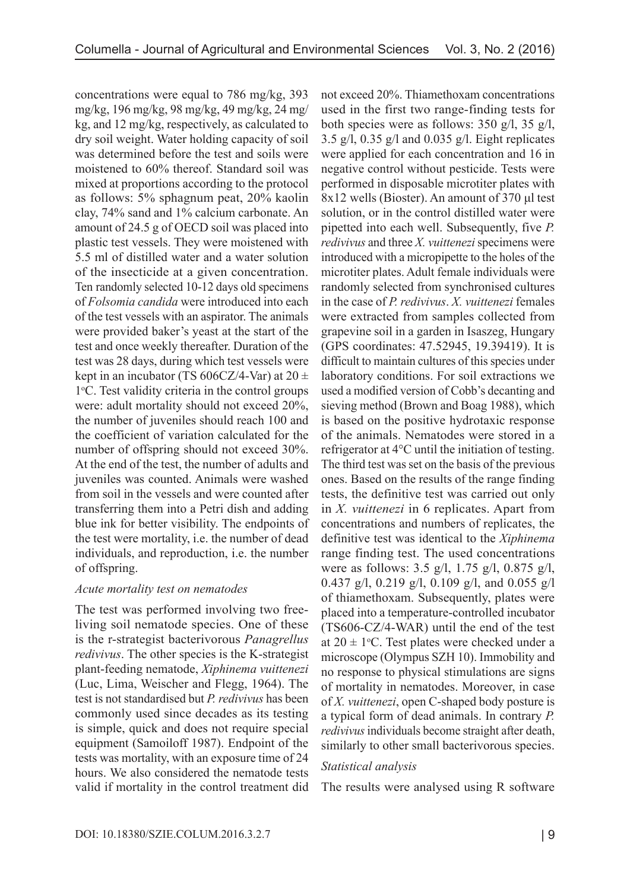concentrations were equal to 786 mg/kg, 393 mg/kg, 196 mg/kg, 98 mg/kg, 49 mg/kg, 24 mg/kg, and 12 mg/kg, respectively, as calculated to dry soil weight. Water holding capacity of soil was determined before the test and soils were moistened to 60% thereof. Standard soil was mixed at proportions according to the protocol as follows: 5% sphagnum peat, 20% kaolin clay, 74% sand and 1% calcium carbonate. An amount of 24.5 g of OECD soil was placed into plastic test vessels. They were moistened with 5.5 ml of distilled water and a water solution of the insecticide at a given concentration. Ten randomly selected 10-12 days old specimens of *Folsomia candida* were introduced into each of the test vessels with an aspirator. The animals were provided baker's yeast at the start of the test and once weekly thereafter. Duration of the test was 28 days, during which test vessels were kept in an incubator (TS 606CZ/4-Var) at 20 ± 1°C. Test validity criteria in the control groups were: adult mortality should not exceed 20%, the number of juveniles should reach 100 and the coefficient of variation calculated for the number of offspring should not exceed 30%. At the end of the test, the number of adults and juveniles was counted. Animals were washed from soil in the vessels and were counted after transferring them into a Petri dish and adding blue ink for better visibility. The endpoints of the test were mortality, i.e. the number of dead individuals, and reproduction, i.e. the number of offspring.

*Acute mortality test on nematodes*

The test was performed involving two free-living soil nematode species. One of these is the r-strategist bacterivorous *Panagrellus redivivus*. The other species is the K-strategist plant-feeding nematode, *Xiphinema vuittenezi* (Luc, Lima, Weischer and Flegg, 1964). The test is not standardised but *P. redivivus* has been commonly used since decades as its testing is simple, quick and does not require special equipment (Samoiloff 1987). Endpoint of the tests was mortality, with an exposure time of 24 hours. We also considered the nematode tests valid if mortality in the control treatment did not exceed 20%. Thiamethoxam concentrations used in the first two range-finding tests for both species were as follows: 350 g/l, 35 g/l, 3.5 g/l, 0.35 g/l and 0.035 g/l. Eight replicates were applied for each concentration and 16 in negative control without pesticide. Tests were performed in disposable microtiter plates with 8x12 wells (Bioster). An amount of 370 μl test solution, or in the control distilled water were pipetted into each well. Subsequently, five *P. redivivus* and three *X. vuittenezi* specimens were introduced with a micropipette to the holes of the microtiter plates. Adult female individuals were randomly selected from synchronised cultures in the case of *P. redivivus*. *X. vuittenezi* females were extracted from samples collected from grapevine soil in a garden in Isaszeg, Hungary (GPS coordinates: 47.52945, 19.39419). It is difficult to maintain cultures of this species under laboratory conditions. For soil extractions we used a modified version of Cobb's decanting and sieving method (Brown and Boag 1988), which is based on the positive hydrotaxic response of the animals. Nematodes were stored in a refrigerator at 4°C until the initiation of testing. The third test was set on the basis of the previous ones. Based on the results of the range finding tests, the definitive test was carried out only in *X. vuittenezi* in 6 replicates. Apart from concentrations and numbers of replicates, the definitive test was identical to the *Xiphinema* range finding test. The used concentrations were as follows: 3.5 g/l, 1.75 g/l, 0.875 g/l, 0.437 g/l, 0.219 g/l, 0.109 g/l, and 0.055 g/l of thiamethoxam. Subsequently, plates were placed into a temperature-controlled incubator (TS606-CZ/4-WAR) until the end of the test at 20 ± 1°C. Test plates were checked under a microscope (Olympus SZH 10). Immobility and no response to physical stimulations are signs of mortality in nematodes. Moreover, in case of *X. vuittenezi*, open C-shaped body posture is a typical form of dead animals. In contrary *P. redivivus* individuals become straight after death, similarly to other small bacterivorous species.

*Statistical analysis*

The results were analysed using R software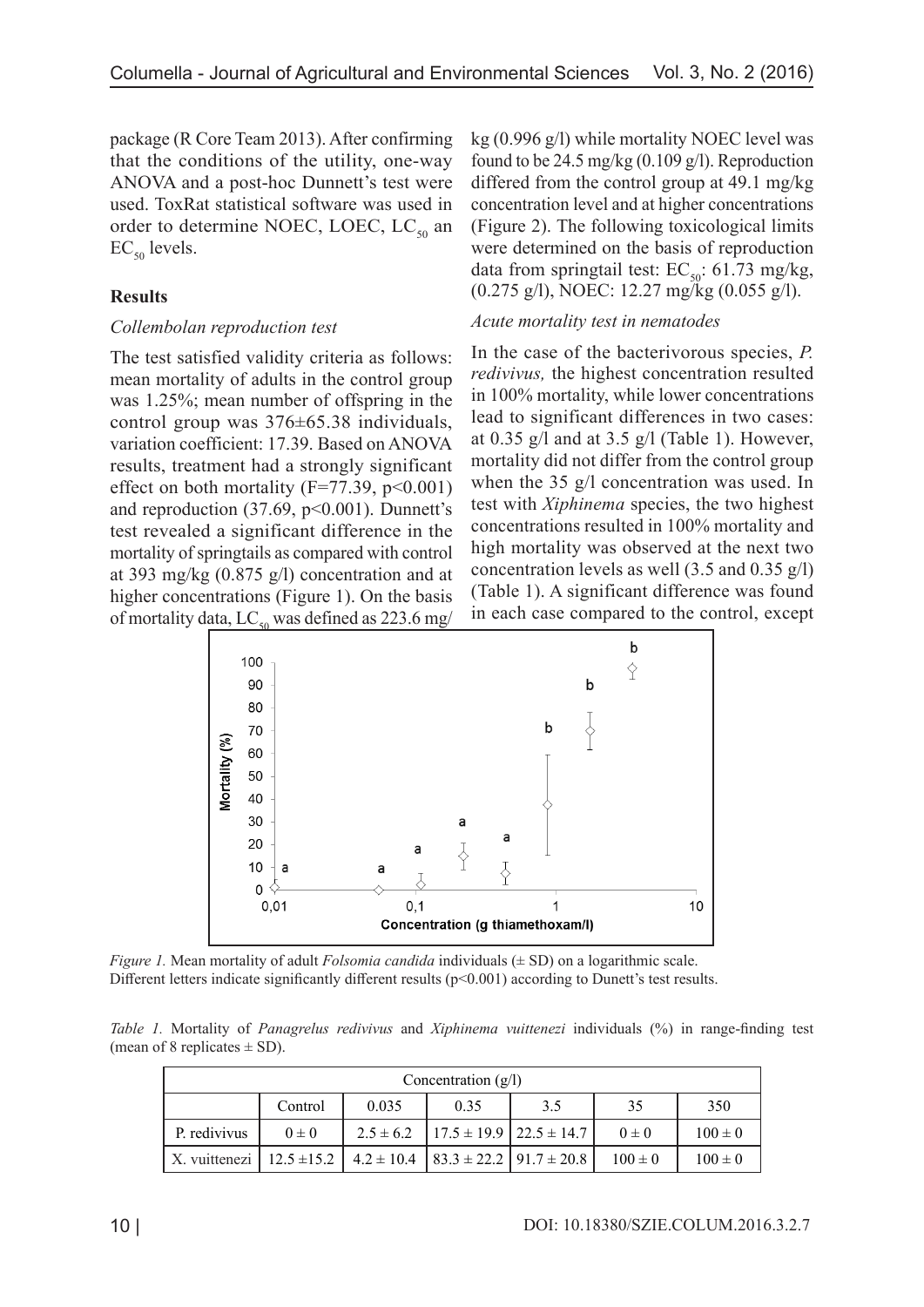package (R Core Team 2013). After confirming that the conditions of the utility, one-way ANOVA and a post-hoc Dunnett's test were used. ToxRat statistical software was used in order to determine NOEC, LOEC, $LC_{50}$ an $EC_{50}$ levels.

## Results

### *Collembolan reproduction test*

The test satisfied validity criteria as follows: mean mortality of adults in the control group was 1.25%; mean number of offspring in the control group was 376±65.38 individuals, variation coefficient: 17.39. Based on ANOVA results, treatment had a strongly significant effect on both mortality ($F=77.39$, $p<0.001$) and reproduction (37.69, $p<0.001$). Dunnett's test revealed a significant difference in the mortality of springtails as compared with control at 393 mg/kg (0.875 g/l) concentration and at higher concentrations (Figure 1). On the basis of mortality data, $LC_{50}$ was defined as 223.6 mg/kg (0.996 g/l) while mortality NOEC level was found to be 24.5 mg/kg (0.109 g/l). Reproduction differed from the control group at 49.1 mg/kg concentration level and at higher concentrations (Figure 2). The following toxicological limits were determined on the basis of reproduction data from springtail test: $EC_{50}$: 61.73 mg/kg, (0.275 g/l), NOEC: 12.27 mg/kg (0.055 g/l).

### *Acute mortality test in nematodes*

In the case of the bacterivorous species, *P. redivivus,* the highest concentration resulted in 100% mortality, while lower concentrations lead to significant differences in two cases: at 0.35 g/l and at 3.5 g/l (Table 1). However, mortality did not differ from the control group when the 35 g/l concentration was used. In test with *Xiphinema* species, the two highest concentrations resulted in 100% mortality and high mortality was observed at the next two concentration levels as well (3.5 and 0.35 g/l) (Table 1). A significant difference was found in each case compared to the control, except

*Figure 1.* Mean mortality of adult *Folsomia candida* individuals (± SD) on a logarithmic scale. Different letters indicate significantly different results (p<0.001) according to Dunett's test results.

*Table 1.* Mortality of *Panagrelus redivivus* and *Xiphinema vuittenezi* individuals (%) in range-finding test (mean of 8 replicates ± SD).

| | Concentration (g/l) | | | | | |
|---|---|---|---|---|---|---|
| | Control | 0.035 | 0.35 | 3.5 | 35 | 350 |
| P. redivivus | 0 ± 0 | 2.5 ± 6.2 | 17.5 ± 19.9 | 22.5 ± 14.7 | 0 ± 0 | 100 ± 0 |
| X. vuittenezi | 12.5 ±15.2 | 4.2 ± 10.4 | 83.3 ± 22.2 | 91.7 ± 20.8 | 100 ± 0 | 100 ± 0 |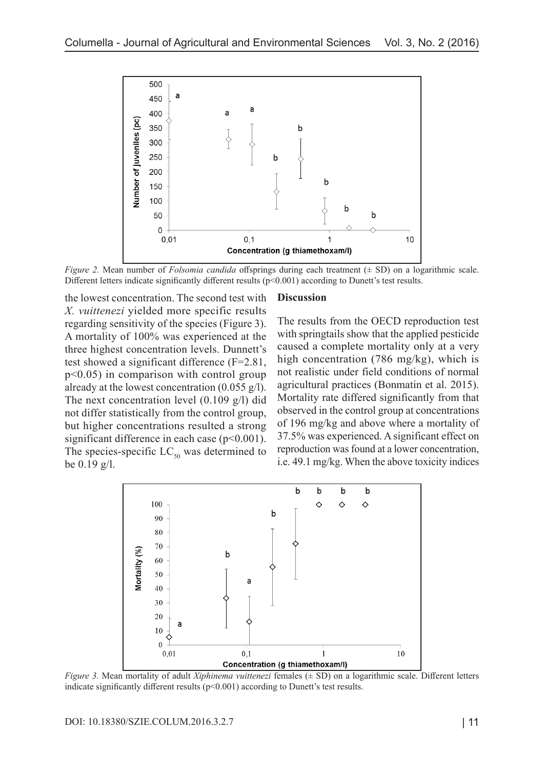*Figure 2.* Mean number of *Folsomia candida* offsprings during each treatment (± SD) on a logarithmic scale. Different letters indicate significantly different results ($p<0.001$) according to Dunett's test results.

the lowest concentration. The second test with *X. vuittenezi* yielded more specific results regarding sensitivity of the species (Figure 3). A mortality of 100% was experienced at the three highest concentration levels. Dunnett's test showed a significant difference ($F=2.81$, $p<0.05$) in comparison with control group already at the lowest concentration (0.055 g/l). The next concentration level (0.109 g/l) did not differ statistically from the control group, but higher concentrations resulted a strong significant difference in each case ($p<0.001$). The species-specific $LC_{50}$ was determined to be 0.19 g/l.

## Discussion

The results from the OECD reproduction test with springtails show that the applied pesticide caused a complete mortality only at a very high concentration (786 mg/kg), which is not realistic under field conditions of normal agricultural practices (Bonmatin et al. 2015). Mortality rate differed significantly from that observed in the control group at concentrations of 196 mg/kg and above where a mortality of 37.5% was experienced. A significant effect on reproduction was found at a lower concentration, i.e. 49.1 mg/kg. When the above toxicity indices

*Figure 3.* Mean mortality of adult *Xiphinema vuittenezi* females (± SD) on a logarithmic scale. Different letters indicate significantly different results ($p<0.001$) according to Dunett's test results.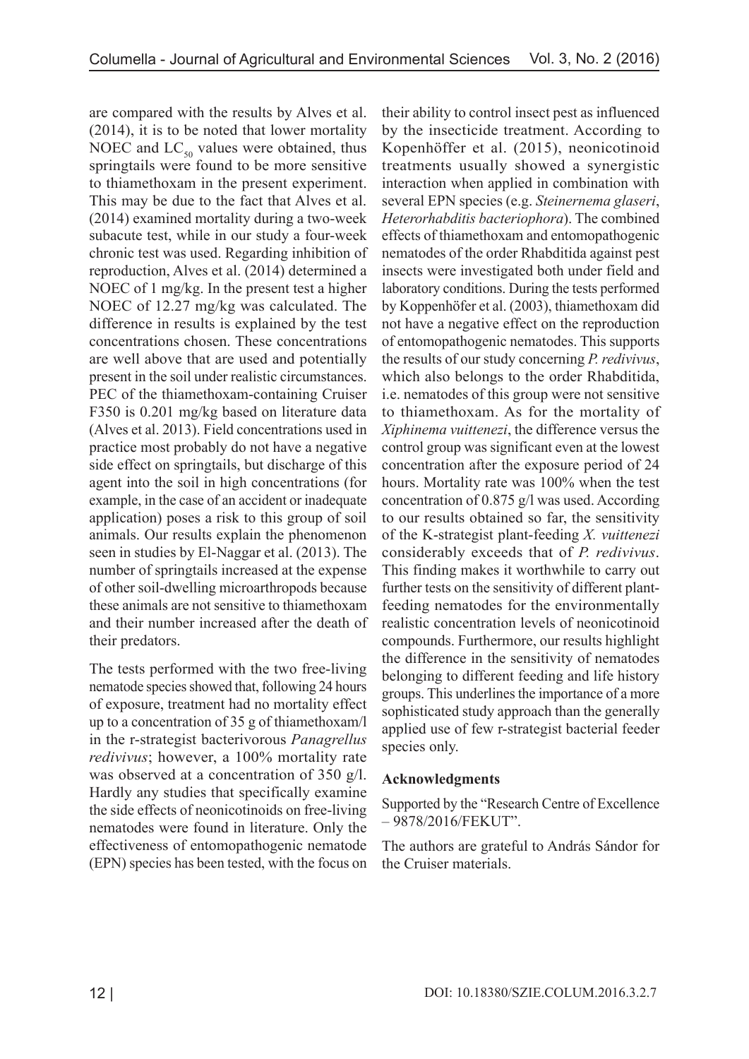are compared with the results by Alves et al. (2014), it is to be noted that lower mortality NOEC and $LC_{50}$ values were obtained, thus springtails were found to be more sensitive to thiamethoxam in the present experiment. This may be due to the fact that Alves et al. (2014) examined mortality during a two-week subacute test, while in our study a four-week chronic test was used. Regarding inhibition of reproduction, Alves et al. (2014) determined a NOEC of 1 mg/kg. In the present test a higher NOEC of 12.27 mg/kg was calculated. The difference in results is explained by the test concentrations chosen. These concentrations are well above that are used and potentially present in the soil under realistic circumstances. PEC of the thiamethoxam-containing Cruiser F350 is 0.201 mg/kg based on literature data (Alves et al. 2013). Field concentrations used in practice most probably do not have a negative side effect on springtails, but discharge of this agent into the soil in high concentrations (for example, in the case of an accident or inadequate application) poses a risk to this group of soil animals. Our results explain the phenomenon seen in studies by El-Naggar et al. (2013). The number of springtails increased at the expense of other soil-dwelling microarthropods because these animals are not sensitive to thiamethoxam and their number increased after the death of their predators.

The tests performed with the two free-living nematode species showed that, following 24 hours of exposure, treatment had no mortality effect up to a concentration of 35 g of thiamethoxam/l in the r-strategist bacterivorous *Panagrellus redivivus*; however, a 100% mortality rate was observed at a concentration of 350 g/l. Hardly any studies that specifically examine the side effects of neonicotinoids on free-living nematodes were found in literature. Only the effectiveness of entomopathogenic nematode (EPN) species has been tested, with the focus on their ability to control insect pest as influenced by the insecticide treatment. According to Kopenhöffer et al. (2015), neonicotinoid treatments usually showed a synergistic interaction when applied in combination with several EPN species (e.g. *Steinernema glaseri*, *Heterorhabditis bacteriophora*). The combined effects of thiamethoxam and entomopathogenic nematodes of the order Rhabditida against pest insects were investigated both under field and laboratory conditions. During the tests performed by Koppenhöfer et al. (2003), thiamethoxam did not have a negative effect on the reproduction of entomopathogenic nematodes. This supports the results of our study concerning *P. redivivus*, which also belongs to the order Rhabditida, i.e. nematodes of this group were not sensitive to thiamethoxam. As for the mortality of *Xiphinema vuittenezi*, the difference versus the control group was significant even at the lowest concentration after the exposure period of 24 hours. Mortality rate was 100% when the test concentration of 0.875 g/l was used. According to our results obtained so far, the sensitivity of the K-strategist plant-feeding *X. vuittenezi* considerably exceeds that of *P. redivivus*. This finding makes it worthwhile to carry out further tests on the sensitivity of different plant-feeding nematodes for the environmentally realistic concentration levels of neonicotinoid compounds. Furthermore, our results highlight the difference in the sensitivity of nematodes belonging to different feeding and life history groups. This underlines the importance of a more sophisticated study approach than the generally applied use of few r-strategist bacterial feeder species only.

## Acknowledgments

Supported by the "Research Centre of Excellence – 9878/2016/FEKUT".

The authors are grateful to András Sándor for the Cruiser materials.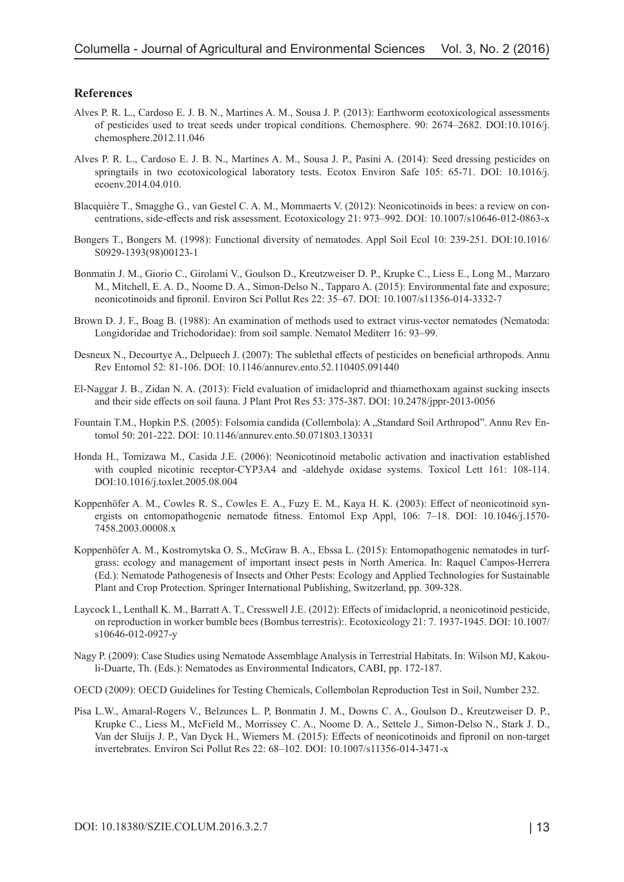## References

Alves P. R. L., Cardoso E. J. B. N., Martines A. M., Sousa J. P. (2013): Earthworm ecotoxicological assessments of pesticides used to treat seeds under tropical conditions. Chemosphere. 90: 2674–2682. DOI:10.1016/j.chemosphere.2012.11.046

Alves P. R. L., Cardoso E. J. B. N., Martines A. M., Sousa J. P., Pasini A. (2014): Seed dressing pesticides on springtails in two ecotoxicological laboratory tests. Ecotox Environ Safe 105: 65-71. DOI: 10.1016/j.ecoenv.2014.04.010.

Blacquière T., Smagghe G., van Gestel C. A. M., Mommaerts V. (2012): Neonicotinoids in bees: a review on concentrations, side-effects and risk assessment. Ecotoxicology 21: 973–992. DOI: 10.1007/s10646-012-0863-x

Bongers T., Bongers M. (1998): Functional diversity of nematodes. Appl Soil Ecol 10: 239-251. DOI:10.1016/S0929-1393(98)00123-1

Bonmatin J. M., Giorio C., Girolami V., Goulson D., Kreutzweiser D. P., Krupke C., Liess E., Long M., Marzaro M., Mitchell, E. A. D., Noome D. A., Simon-Delso N., Tapparo A. (2015): Environmental fate and exposure; neonicotinoids and fipronil. Environ Sci Pollut Res 22: 35–67. DOI: 10.1007/s11356-014-3332-7

Brown D. J. F., Boag B. (1988): An examination of methods used to extract virus-vector nematodes (Nematoda: Longidoridae and Trichodoridae): from soil sample. Nematol Mediterr 16: 93–99.

Desneux N., Decourtye A., Delpuech J. (2007): The sublethal effects of pesticides on beneficial arthropods. Annu Rev Entomol 52: 81-106. DOI: 10.1146/annurev.ento.52.110405.091440

El-Naggar J. B., Zidan N. A. (2013): Field evaluation of imidacloprid and thiamethoxam against sucking insects and their side effects on soil fauna. J Plant Prot Res 53: 375-387. DOI: 10.2478/jppr-2013-0056

Fountain T.M., Hopkin P.S. (2005): Folsomia candida (Collembola): A „Standard Soil Arthropod". Annu Rev Entomol 50: 201-222. DOI: 10.1146/annurev.ento.50.071803.130331

Honda H., Tomizawa M., Casida J.E. (2006): Neonicotinoid metabolic activation and inactivation established with coupled nicotinic receptor-CYP3A4 and -aldehyde oxidase systems. Toxicol Lett 161: 108-114. DOI:10.1016/j.toxlet.2005.08.004

Koppenhöfer A. M., Cowles R. S., Cowles E. A., Fuzy E. M., Kaya H. K. (2003): Effect of neonicotinoid synergists on entomopathogenic nematode fitness. Entomol Exp Appl, 106: 7–18. DOI: 10.1046/j.1570-7458.2003.00008.x

Koppenhöfer A. M., Kostromytska O. S., McGraw B. A., Ebssa L. (2015): Entomopathogenic nematodes in turfgrass: ecology and management of important insect pests in North America. In: Raquel Campos-Herrera (Ed.): Nematode Pathogenesis of Insects and Other Pests: Ecology and Applied Technologies for Sustainable Plant and Crop Protection. Springer International Publishing, Switzerland, pp. 309-328.

Laycock I., Lenthall K. M., Barratt A. T., Cresswell J.E. (2012): Effects of imidacloprid, a neonicotinoid pesticide, on reproduction in worker bumble bees (Bombus terrestris):. Ecotoxicology 21: 7. 1937-1945. DOI: 10.1007/s10646-012-0927-y

Nagy P. (2009): Case Studies using Nematode Assemblage Analysis in Terrestrial Habitats. In: Wilson MJ, Kakouli-Duarte, Th. (Eds.): Nematodes as Environmental Indicators, CABI, pp. 172-187.

OECD (2009): OECD Guidelines for Testing Chemicals, Collembolan Reproduction Test in Soil, Number 232.

Pisa L.W., Amaral-Rogers V., Belzunces L. P, Bonmatin J. M., Downs C. A., Goulson D., Kreutzweiser D. P., Krupke C., Liess M., McField M., Morrissey C. A., Noome D. A., Settele J., Simon-Delso N., Stark J. D., Van der Sluijs J. P., Van Dyck H., Wiemers M. (2015): Effects of neonicotinoids and fipronil on non-target invertebrates. Environ Sci Pollut Res 22: 68–102. DOI: 10.1007/s11356-014-3471-x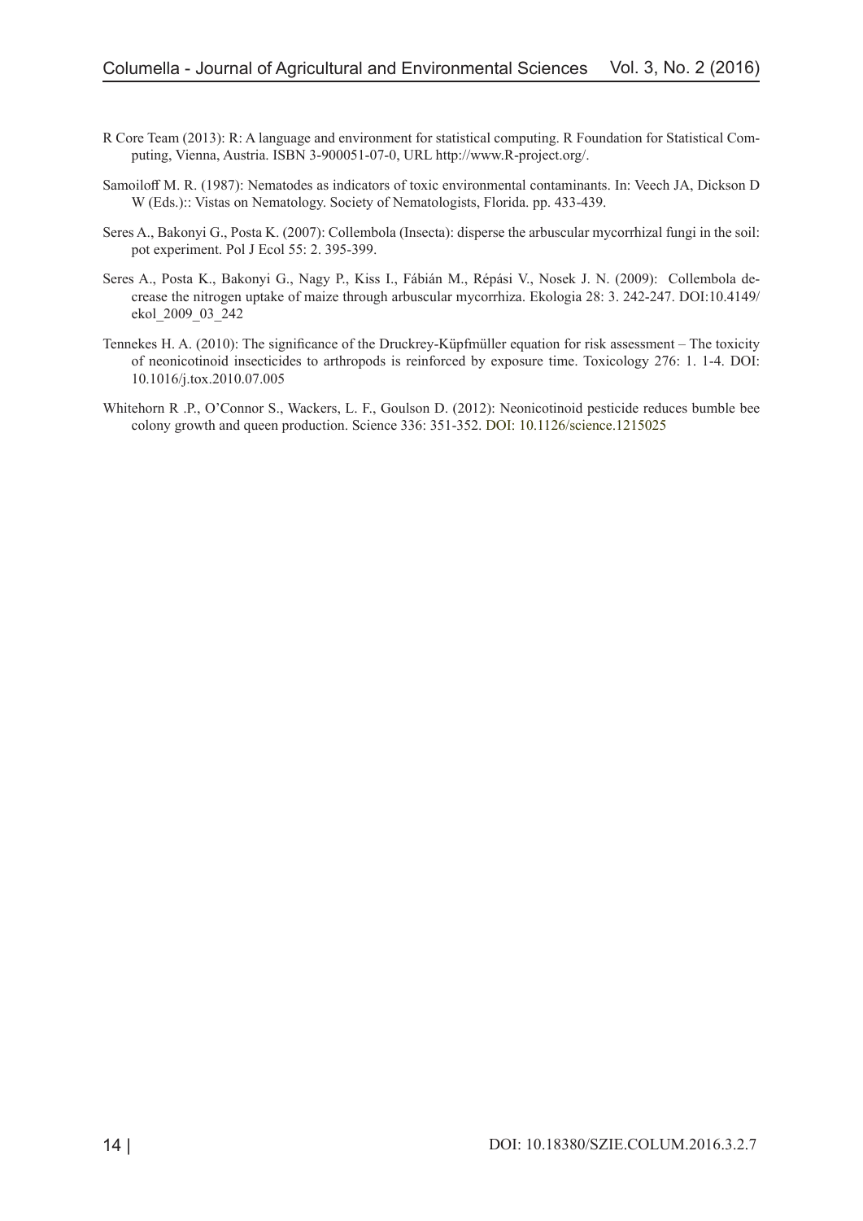R Core Team (2013): R: A language and environment for statistical computing. R Foundation for Statistical Computing, Vienna, Austria. ISBN 3-900051-07-0, URL http://www.R-project.org/.

Samoiloff M. R. (1987): Nematodes as indicators of toxic environmental contaminants. In: Veech JA, Dickson D W (Eds.):: Vistas on Nematology. Society of Nematologists, Florida. pp. 433-439.

Seres A., Bakonyi G., Posta K. (2007): Collembola (Insecta): disperse the arbuscular mycorrhizal fungi in the soil: pot experiment. Pol J Ecol 55: 2. 395-399.

Seres A., Posta K., Bakonyi G., Nagy P., Kiss I., Fábián M., Répási V., Nosek J. N. (2009): Collembola decrease the nitrogen uptake of maize through arbuscular mycorrhiza. Ekologia 28: 3. 242-247. DOI:10.4149/ekol_2009_03_242

Tennekes H. A. (2010): The significance of the Druckrey-Küpfmüller equation for risk assessment – The toxicity of neonicotinoid insecticides to arthropods is reinforced by exposure time. Toxicology 276: 1. 1-4. DOI: 10.1016/j.tox.2010.07.005

Whitehorn R .P., O'Connor S., Wackers, L. F., Goulson D. (2012): Neonicotinoid pesticide reduces bumble bee colony growth and queen production. Science 336: 351-352. DOI: 10.1126/science.1215025